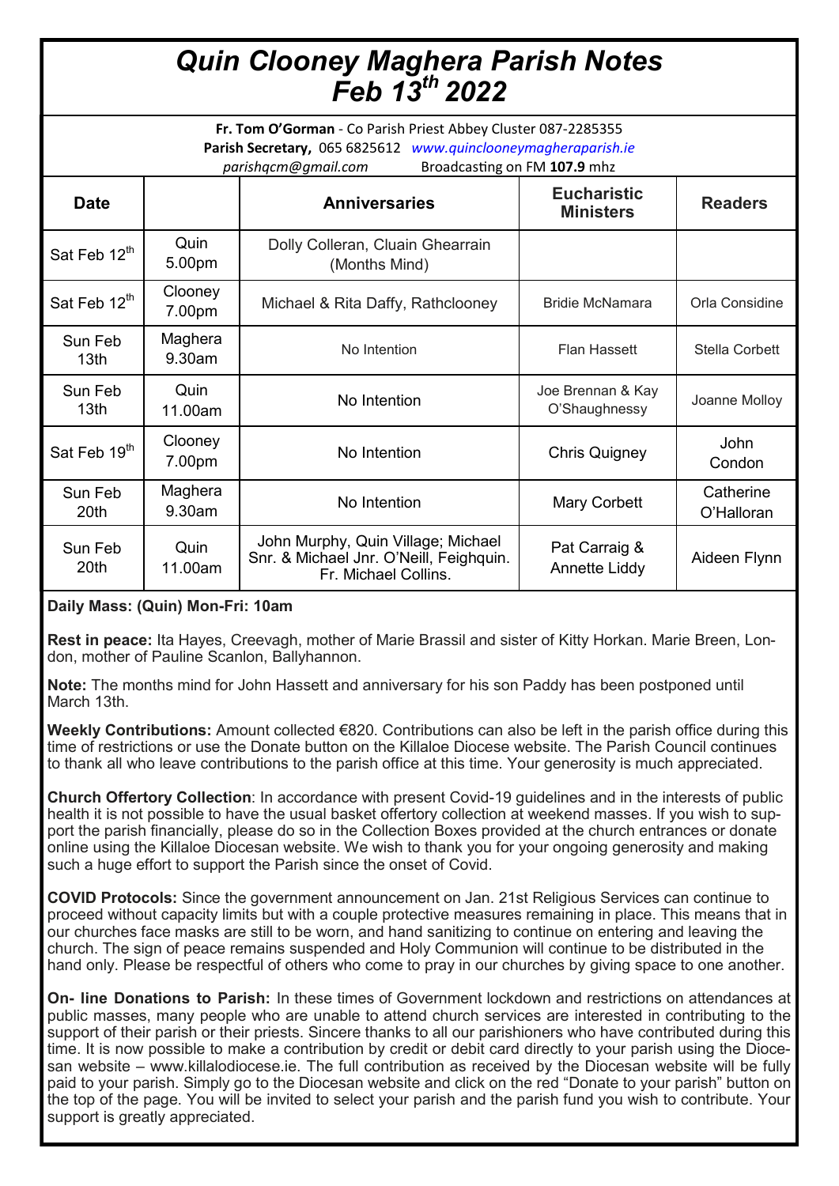# *Quin Clooney Maghera Parish Notes Feb 13th 2022*

**Fr. Tom O'Gorman** - Co Parish Priest Abbey Cluster 087-2285355
**Parish Secretary,** 065 6825612 *www.quinclooneymagheraparish.ie*
*parishqcm@gmail.com* Broadcasting on FM **107.9** mhz

| Date | | Anniversaries | Eucharistic Ministers | Readers |
|---|---|---|---|---|
| Sat Feb 12th | Quin 5.00pm | Dolly Colleran, Cluain Ghearrain (Months Mind) | | |
| Sat Feb 12th | Clooney 7.00pm | Michael & Rita Daffy, Rathclooney | Bridie McNamara | Orla Considine |
| Sun Feb 13th | Maghera 9.30am | No Intention | Flan Hassett | Stella Corbett |
| Sun Feb 13th | Quin 11.00am | No Intention | Joe Brennan & Kay O'Shaughnessy | Joanne Molloy |
| Sat Feb 19th | Clooney 7.00pm | No Intention | Chris Quigney | John Condon |
| Sun Feb 20th | Maghera 9.30am | No Intention | Mary Corbett | Catherine O'Halloran |
| Sun Feb 20th | Quin 11.00am | John Murphy, Quin Village; Michael Snr. & Michael Jnr. O'Neill, Feighquin. Fr. Michael Collins. | Pat Carraig & Annette Liddy | Aideen Flynn |

**Daily Mass: (Quin) Mon-Fri: 10am**

**Rest in peace:** Ita Hayes, Creevagh, mother of Marie Brassil and sister of Kitty Horkan. Marie Breen, London, mother of Pauline Scanlon, Ballyhannon.

**Note:** The months mind for John Hassett and anniversary for his son Paddy has been postponed until March 13th.

**Weekly Contributions:** Amount collected €820. Contributions can also be left in the parish office during this time of restrictions or use the Donate button on the Killaloe Diocese website. The Parish Council continues to thank all who leave contributions to the parish office at this time. Your generosity is much appreciated.

**Church Offertory Collection**: In accordance with present Covid-19 guidelines and in the interests of public health it is not possible to have the usual basket offertory collection at weekend masses. If you wish to support the parish financially, please do so in the Collection Boxes provided at the church entrances or donate online using the Killaloe Diocesan website. We wish to thank you for your ongoing generosity and making such a huge effort to support the Parish since the onset of Covid.

**COVID Protocols:** Since the government announcement on Jan. 21st Religious Services can continue to proceed without capacity limits but with a couple protective measures remaining in place. This means that in our churches face masks are still to be worn, and hand sanitizing to continue on entering and leaving the church. The sign of peace remains suspended and Holy Communion will continue to be distributed in the hand only. Please be respectful of others who come to pray in our churches by giving space to one another.

**On- line Donations to Parish:** In these times of Government lockdown and restrictions on attendances at public masses, many people who are unable to attend church services are interested in contributing to the support of their parish or their priests. Sincere thanks to all our parishioners who have contributed during this time. It is now possible to make a contribution by credit or debit card directly to your parish using the Diocesan website – www.killalodiocese.ie. The full contribution as received by the Diocesan website will be fully paid to your parish. Simply go to the Diocesan website and click on the red "Donate to your parish" button on the top of the page. You will be invited to select your parish and the parish fund you wish to contribute. Your support is greatly appreciated.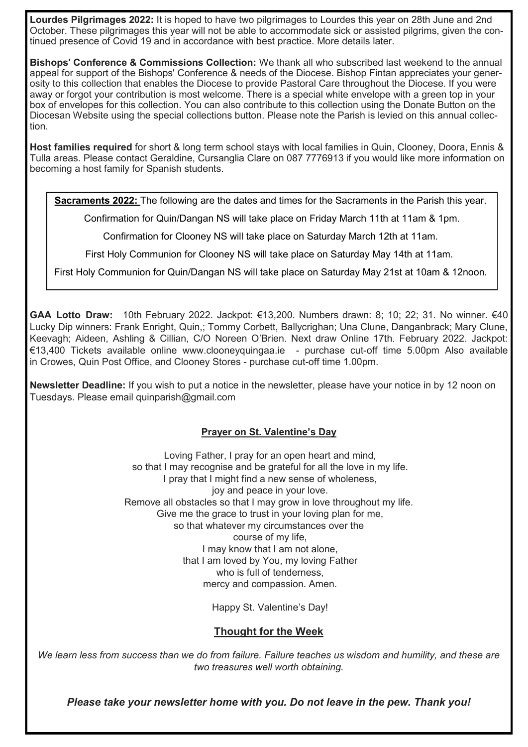**Lourdes Pilgrimages 2022:** It is hoped to have two pilgrimages to Lourdes this year on 28th June and 2nd October. These pilgrimages this year will not be able to accommodate sick or assisted pilgrims, given the continued presence of Covid 19 and in accordance with best practice. More details later.

**Bishops' Conference & Commissions Collection:** We thank all who subscribed last weekend to the annual appeal for support of the Bishops' Conference & needs of the Diocese. Bishop Fintan appreciates your generosity to this collection that enables the Diocese to provide Pastoral Care throughout the Diocese. If you were away or forgot your contribution is most welcome. There is a special white envelope with a green top in your box of envelopes for this collection. You can also contribute to this collection using the Donate Button on the Diocesan Website using the special collections button. Please note the Parish is levied on this annual collection.

**Host families required** for short & long term school stays with local families in Quin, Clooney, Doora, Ennis & Tulla areas. Please contact Geraldine, Cursanglia Clare on 087 7776913 if you would like more information on becoming a host family for Spanish students.

**Sacraments 2022:** The following are the dates and times for the Sacraments in the Parish this year.

Confirmation for Quin/Dangan NS will take place on Friday March 11th at 11am & 1pm.

Confirmation for Clooney NS will take place on Saturday March 12th at 11am.

First Holy Communion for Clooney NS will take place on Saturday May 14th at 11am.

First Holy Communion for Quin/Dangan NS will take place on Saturday May 21st at 10am & 12noon.

**GAA Lotto Draw:** 10th February 2022. Jackpot: €13,200. Numbers drawn: 8; 10; 22; 31. No winner. €40 Lucky Dip winners: Frank Enright, Quin,; Tommy Corbett, Ballycrighan; Una Clune, Danganbrack; Mary Clune, Keevagh; Aideen, Ashling & Cillian, C/O Noreen O'Brien. Next draw Online 17th. February 2022. Jackpot: €13,400 Tickets available online www.clooneyquingaa.ie - purchase cut-off time 5.00pm Also available in Crowes, Quin Post Office, and Clooney Stores - purchase cut-off time 1.00pm.

**Newsletter Deadline:** If you wish to put a notice in the newsletter, please have your notice in by 12 noon on Tuesdays. Please email quinparish@gmail.com

## Prayer on St. Valentine's Day

Loving Father, I pray for an open heart and mind,
so that I may recognise and be grateful for all the love in my life.
I pray that I might find a new sense of wholeness,
joy and peace in your love.
Remove all obstacles so that I may grow in love throughout my life.
Give me the grace to trust in your loving plan for me,
so that whatever my circumstances over the
course of my life,
I may know that I am not alone,
that I am loved by You, my loving Father
who is full of tenderness,
mercy and compassion. Amen.

Happy St. Valentine's Day!

## Thought for the Week

*We learn less from success than we do from failure. Failure teaches us wisdom and humility, and these are two treasures well worth obtaining.*

***Please take your newsletter home with you. Do not leave in the pew. Thank you!***